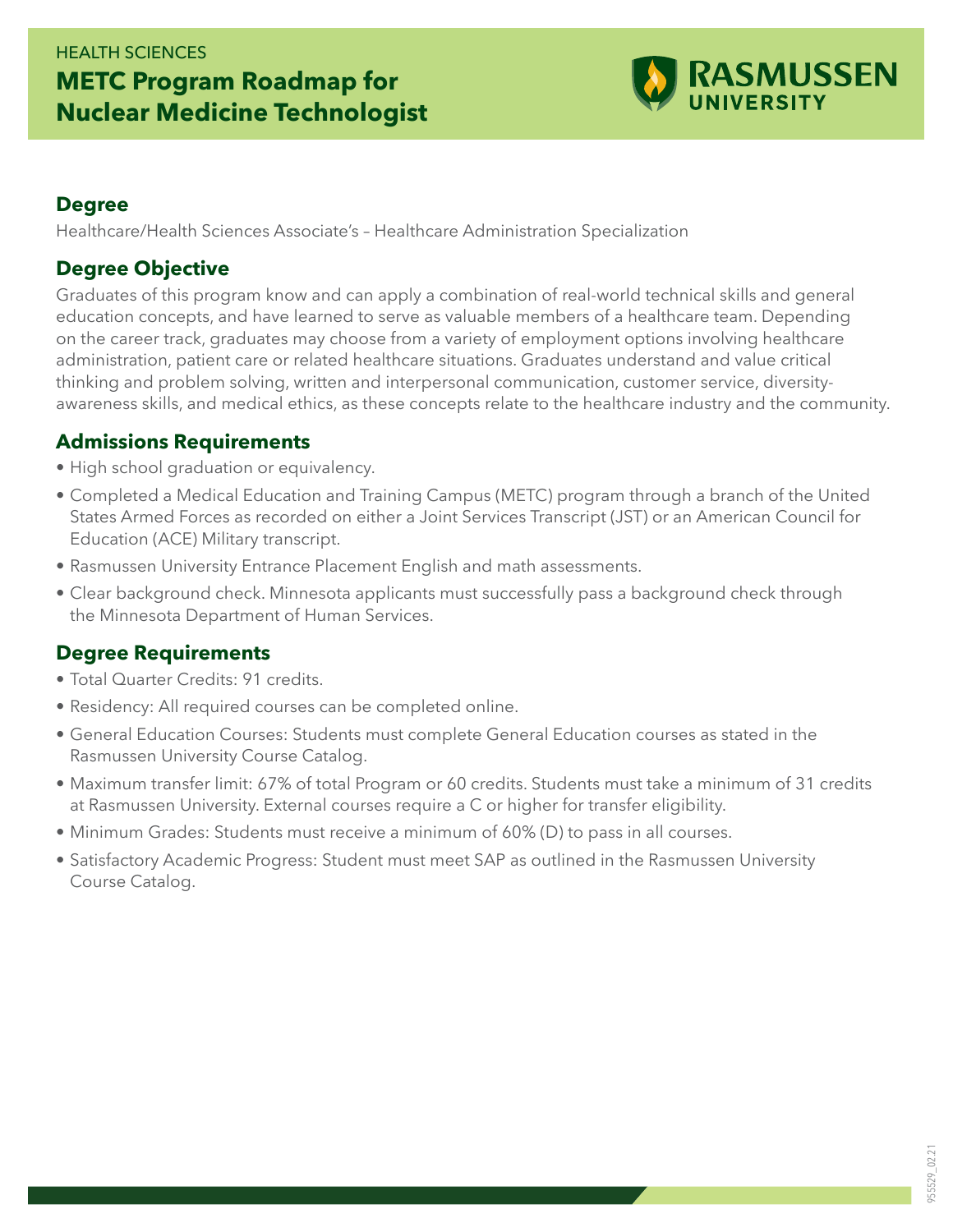HEALTH SCIENCES

# METC Program Roadmap for Nuclear Medicine Technologist

RASMUSSEN UNIVERSITY

## Degree

Healthcare/Health Sciences Associate's – Healthcare Administration Specialization

## Degree Objective

Graduates of this program know and can apply a combination of real-world technical skills and general education concepts, and have learned to serve as valuable members of a healthcare team. Depending on the career track, graduates may choose from a variety of employment options involving healthcare administration, patient care or related healthcare situations. Graduates understand and value critical thinking and problem solving, written and interpersonal communication, customer service, diversity-awareness skills, and medical ethics, as these concepts relate to the healthcare industry and the community.

## Admissions Requirements

- High school graduation or equivalency.
- Completed a Medical Education and Training Campus (METC) program through a branch of the United States Armed Forces as recorded on either a Joint Services Transcript (JST) or an American Council for Education (ACE) Military transcript.
- Rasmussen University Entrance Placement English and math assessments.
- Clear background check. Minnesota applicants must successfully pass a background check through the Minnesota Department of Human Services.

## Degree Requirements

- Total Quarter Credits: 91 credits.
- Residency: All required courses can be completed online.
- General Education Courses: Students must complete General Education courses as stated in the Rasmussen University Course Catalog.
- Maximum transfer limit: 67% of total Program or 60 credits. Students must take a minimum of 31 credits at Rasmussen University. External courses require a C or higher for transfer eligibility.
- Minimum Grades: Students must receive a minimum of 60% (D) to pass in all courses.
- Satisfactory Academic Progress: Student must meet SAP as outlined in the Rasmussen University Course Catalog.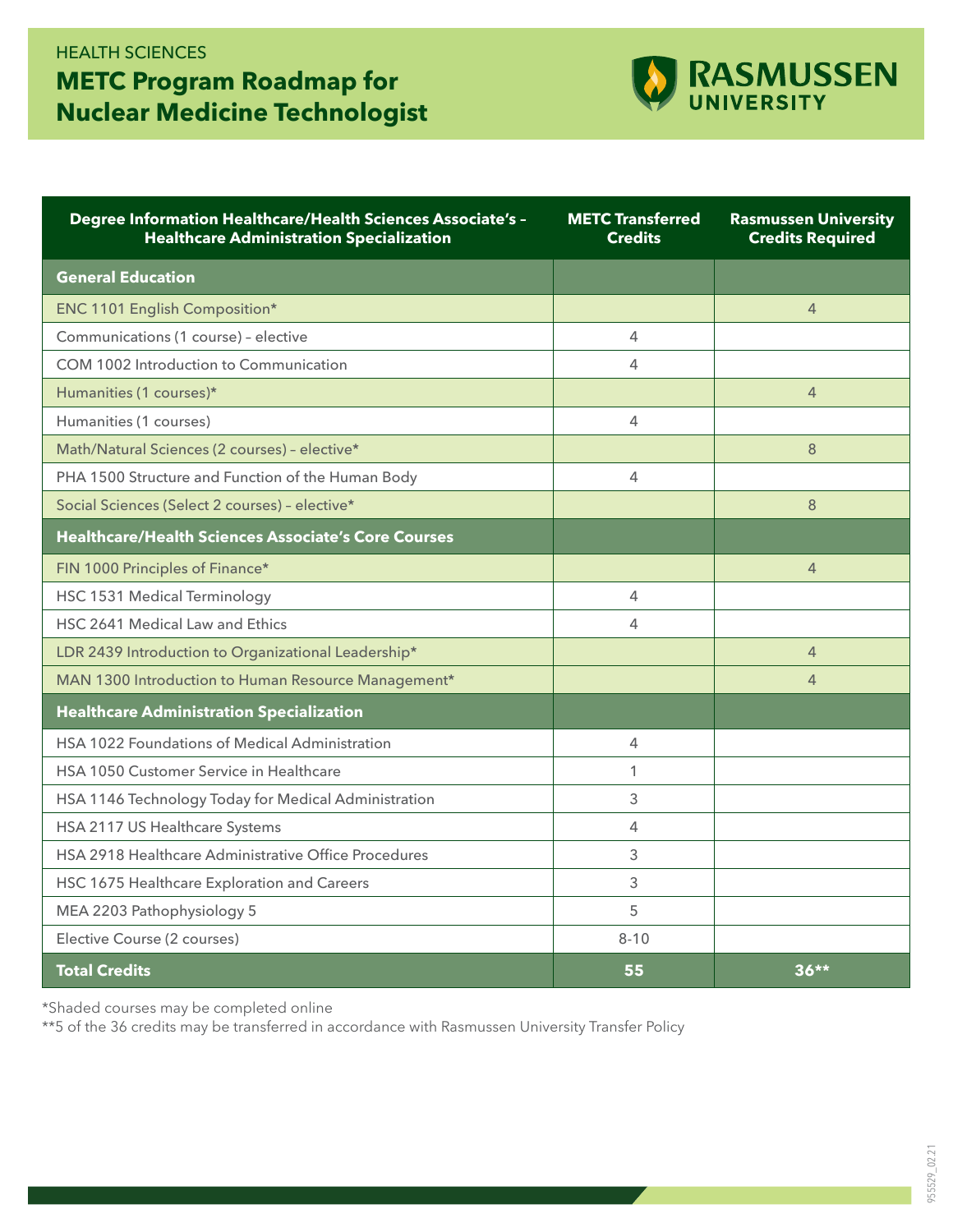HEALTH SCIENCES

# METC Program Roadmap for Nuclear Medicine Technologist

RASMUSSEN UNIVERSITY

| Degree Information Healthcare/Health Sciences Associate's – Healthcare Administration Specialization | METC Transferred Credits | Rasmussen University Credits Required |
|---|---|---|
| **General Education** | | |
| ENC 1101 English Composition* | | 4 |
| Communications (1 course) – elective | 4 | |
| COM 1002 Introduction to Communication | 4 | |
| Humanities (1 courses)* | | 4 |
| Humanities (1 courses) | 4 | |
| Math/Natural Sciences (2 courses) – elective* | | 8 |
| PHA 1500 Structure and Function of the Human Body | 4 | |
| Social Sciences (Select 2 courses) – elective* | | 8 |
| **Healthcare/Health Sciences Associate's Core Courses** | | |
| FIN 1000 Principles of Finance* | | 4 |
| HSC 1531 Medical Terminology | 4 | |
| HSC 2641 Medical Law and Ethics | 4 | |
| LDR 2439 Introduction to Organizational Leadership* | | 4 |
| MAN 1300 Introduction to Human Resource Management* | | 4 |
| **Healthcare Administration Specialization** | | |
| HSA 1022 Foundations of Medical Administration | 4 | |
| HSA 1050 Customer Service in Healthcare | 1 | |
| HSA 1146 Technology Today for Medical Administration | 3 | |
| HSA 2117 US Healthcare Systems | 4 | |
| HSA 2918 Healthcare Administrative Office Procedures | 3 | |
| HSC 1675 Healthcare Exploration and Careers | 3 | |
| MEA 2203 Pathophysiology 5 | 5 | |
| Elective Course (2 courses) | 8-10 | |
| **Total Credits** | **55** | **36**** |

*Shaded courses may be completed online

**5 of the 36 credits may be transferred in accordance with Rasmussen University Transfer Policy